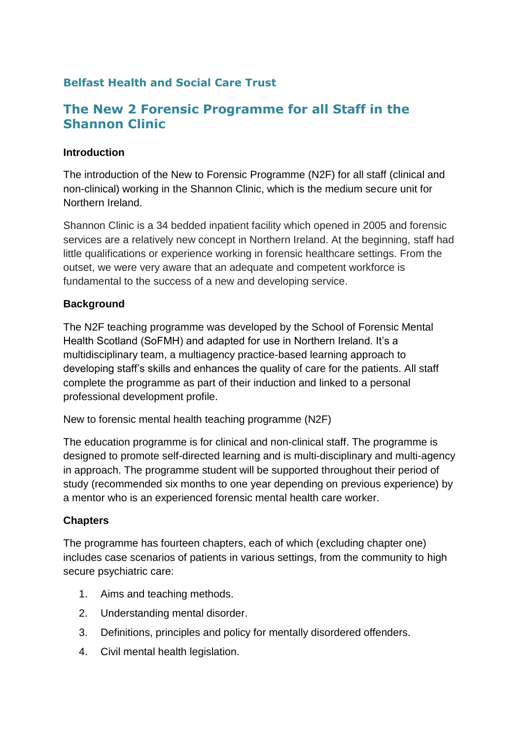## Belfast Health and Social Care Trust

# The New 2 Forensic Programme for all Staff in the Shannon Clinic

**Introduction**

The introduction of the New to Forensic Programme (N2F) for all staff (clinical and non-clinical) working in the Shannon Clinic, which is the medium secure unit for Northern Ireland.

Shannon Clinic is a 34 bedded inpatient facility which opened in 2005 and forensic services are a relatively new concept in Northern Ireland. At the beginning, staff had little qualifications or experience working in forensic healthcare settings. From the outset, we were very aware that an adequate and competent workforce is fundamental to the success of a new and developing service.

**Background**

The N2F teaching programme was developed by the School of Forensic Mental Health Scotland (SoFMH) and adapted for use in Northern Ireland. It's a multidisciplinary team, a multiagency practice-based learning approach to developing staff's skills and enhances the quality of care for the patients. All staff complete the programme as part of their induction and linked to a personal professional development profile.

New to forensic mental health teaching programme (N2F)

The education programme is for clinical and non-clinical staff. The programme is designed to promote self-directed learning and is multi-disciplinary and multi-agency in approach. The programme student will be supported throughout their period of study (recommended six months to one year depending on previous experience) by a mentor who is an experienced forensic mental health care worker.

**Chapters**

The programme has fourteen chapters, each of which (excluding chapter one) includes case scenarios of patients in various settings, from the community to high secure psychiatric care:

1. Aims and teaching methods.
2. Understanding mental disorder.
3. Definitions, principles and policy for mentally disordered offenders.
4. Civil mental health legislation.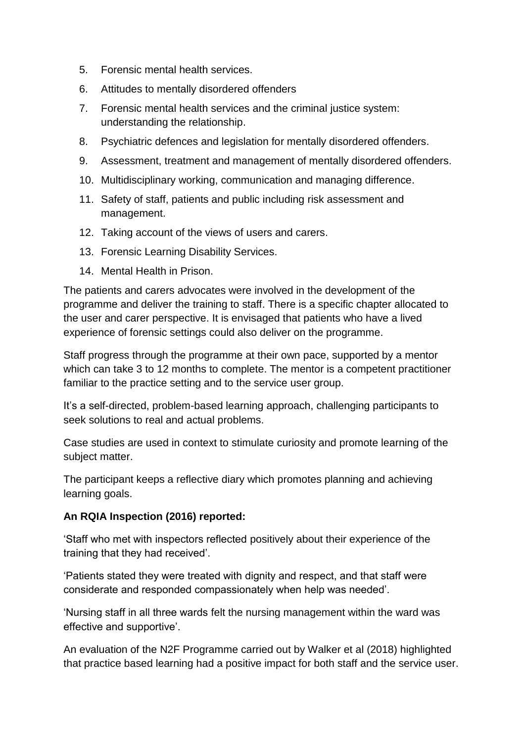5. Forensic mental health services.
6. Attitudes to mentally disordered offenders
7. Forensic mental health services and the criminal justice system: understanding the relationship.
8. Psychiatric defences and legislation for mentally disordered offenders.
9. Assessment, treatment and management of mentally disordered offenders.
10. Multidisciplinary working, communication and managing difference.
11. Safety of staff, patients and public including risk assessment and management.
12. Taking account of the views of users and carers.
13. Forensic Learning Disability Services.
14. Mental Health in Prison.

The patients and carers advocates were involved in the development of the programme and deliver the training to staff. There is a specific chapter allocated to the user and carer perspective. It is envisaged that patients who have a lived experience of forensic settings could also deliver on the programme.

Staff progress through the programme at their own pace, supported by a mentor which can take 3 to 12 months to complete. The mentor is a competent practitioner familiar to the practice setting and to the service user group.

It's a self-directed, problem-based learning approach, challenging participants to seek solutions to real and actual problems.

Case studies are used in context to stimulate curiosity and promote learning of the subject matter.

The participant keeps a reflective diary which promotes planning and achieving learning goals.

**An RQIA Inspection (2016) reported:**

'Staff who met with inspectors reflected positively about their experience of the training that they had received'.

'Patients stated they were treated with dignity and respect, and that staff were considerate and responded compassionately when help was needed'.

'Nursing staff in all three wards felt the nursing management within the ward was effective and supportive'.

An evaluation of the N2F Programme carried out by Walker et al (2018) highlighted that practice based learning had a positive impact for both staff and the service user.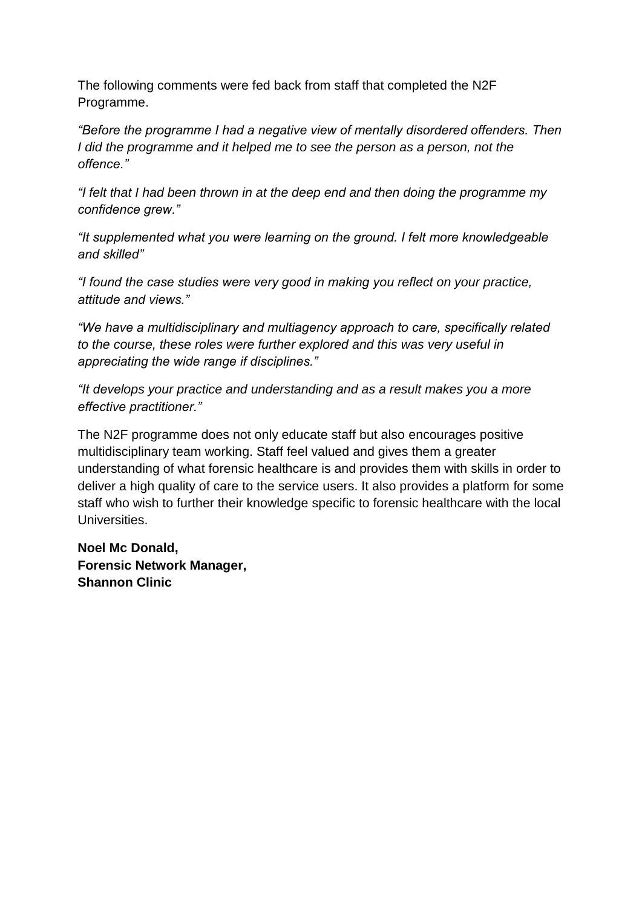The following comments were fed back from staff that completed the N2F Programme.

*“Before the programme I had a negative view of mentally disordered offenders. Then I did the programme and it helped me to see the person as a person, not the offence.”*

*“I felt that I had been thrown in at the deep end and then doing the programme my confidence grew.”*

*“It supplemented what you were learning on the ground. I felt more knowledgeable and skilled”*

*“I found the case studies were very good in making you reflect on your practice, attitude and views.”*

*“We have a multidisciplinary and multiagency approach to care, specifically related to the course, these roles were further explored and this was very useful in appreciating the wide range if disciplines.”*

*“It develops your practice and understanding and as a result makes you a more effective practitioner.”*

The N2F programme does not only educate staff but also encourages positive multidisciplinary team working. Staff feel valued and gives them a greater understanding of what forensic healthcare is and provides them with skills in order to deliver a high quality of care to the service users. It also provides a platform for some staff who wish to further their knowledge specific to forensic healthcare with the local Universities.

**Noel Mc Donald,**
**Forensic Network Manager,**
**Shannon Clinic**